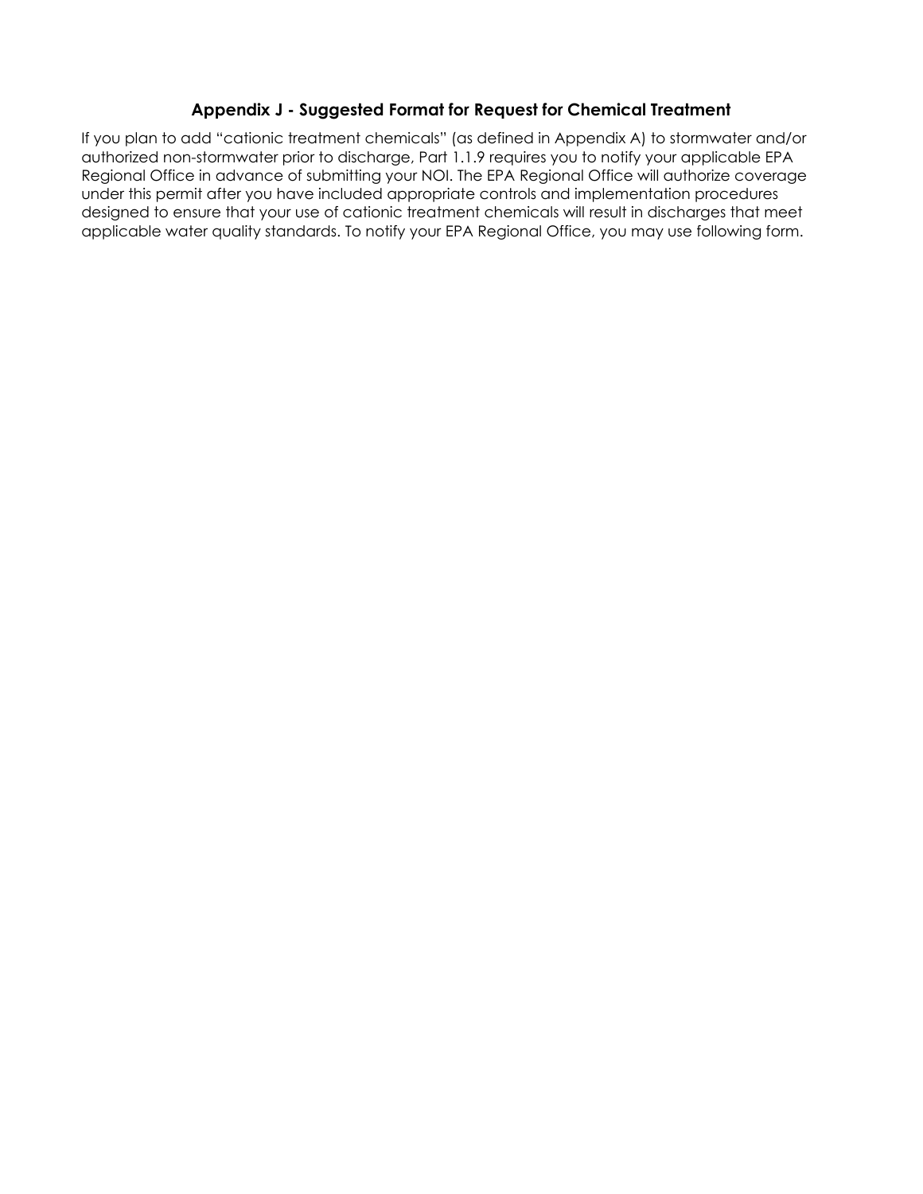## Appendix J - Suggested Format for Request for Chemical Treatment

If you plan to add "cationic treatment chemicals" (as defined in Appendix A) to stormwater and/or authorized non-stormwater prior to discharge, Part 1.1.9 requires you to notify your applicable EPA Regional Office in advance of submitting your NOI. The EPA Regional Office will authorize coverage under this permit after you have included appropriate controls and implementation procedures designed to ensure that your use of cationic treatment chemicals will result in discharges that meet applicable water quality standards. To notify your EPA Regional Office, you may use following form.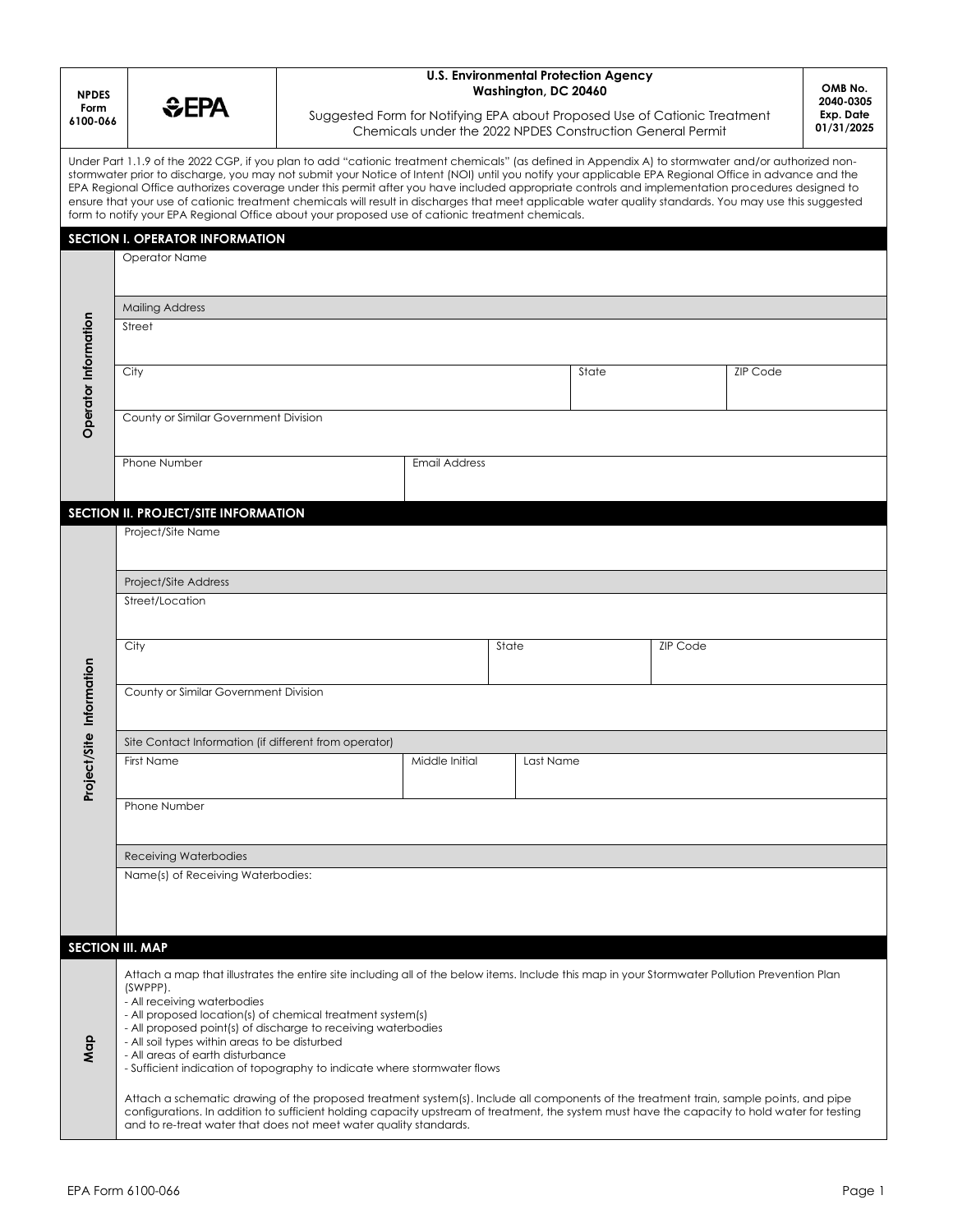| NPDES Form 6100-066 | EPA | U.S. Environmental Protection Agency Washington, DC 20460 Suggested Form for Notifying EPA about Proposed Use of Cationic Treatment Chemicals under the 2022 NPDES Construction General Permit | OMB No. 2040-0305 Exp. Date 01/31/2025 |
|---|---|---|---|

Under Part 1.1.9 of the 2022 CGP, if you plan to add "cationic treatment chemicals" (as defined in Appendix A) to stormwater and/or authorized non-stormwater prior to discharge, you may not submit your Notice of Intent (NOI) until you notify your applicable EPA Regional Office in advance and the EPA Regional Office authorizes coverage under this permit after you have included appropriate controls and implementation procedures designed to ensure that your use of cationic treatment chemicals will result in discharges that meet applicable water quality standards. You may use this suggested form to notify your EPA Regional Office about your proposed use of cationic treatment chemicals.

## SECTION I. OPERATOR INFORMATION

**Operator Information**

Operator Name

Mailing Address

| Street | | |
|---|---|---|
| City | State | ZIP Code |

County or Similar Government Division

| Phone Number | Email Address |
|---|---|

## SECTION II. PROJECT/SITE INFORMATION

**Project/Site Information**

Project/Site Name

Project/Site Address

| Street/Location | | |
|---|---|---|
| City | State | ZIP Code |

County or Similar Government Division

Site Contact Information (if different from operator)

| First Name | Middle Initial | Last Name |
|---|---|---|

Phone Number

Receiving Waterbodies

Name(s) of Receiving Waterbodies:

## SECTION III. MAP

**Map**

Attach a map that illustrates the entire site including all of the below items. Include this map in your Stormwater Pollution Prevention Plan (SWPPP).

- All receiving waterbodies
- All proposed location(s) of chemical treatment system(s)
- All proposed point(s) of discharge to receiving waterbodies
- All soil types within areas to be disturbed
- All areas of earth disturbance
- Sufficient indication of topography to indicate where stormwater flows

Attach a schematic drawing of the proposed treatment system(s). Include all components of the treatment train, sample points, and pipe configurations. In addition to sufficient holding capacity upstream of treatment, the system must have the capacity to hold water for testing and to re-treat water that does not meet water quality standards.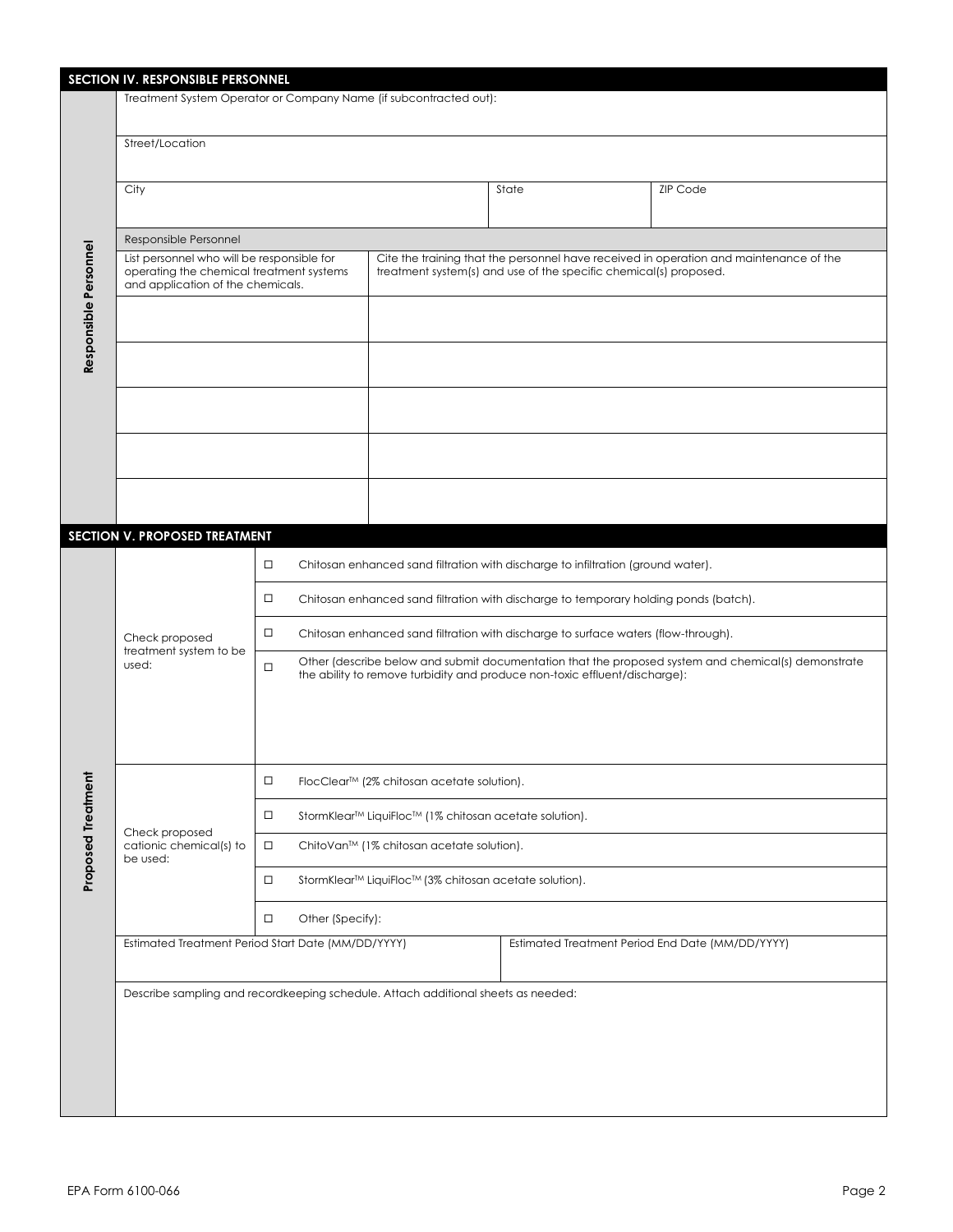## SECTION IV. RESPONSIBLE PERSONNEL

**Responsible Personnel**

Treatment System Operator or Company Name (if subcontracted out):

Street/Location

| City | State | ZIP Code |
|---|---|---|
| | | |

Responsible Personnel

| List personnel who will be responsible for operating the chemical treatment systems and application of the chemicals. | Cite the training that the personnel have received in operation and maintenance of the treatment system(s) and use of the specific chemical(s) proposed. |
|---|---|
| | |
| | |
| | |
| | |
| | |

## SECTION V. PROPOSED TREATMENT

**Proposed Treatment**

| Check proposed treatment system to be used: | |
|---|---|
| | ☐ Chitosan enhanced sand filtration with discharge to infiltration (ground water). |
| | ☐ Chitosan enhanced sand filtration with discharge to temporary holding ponds (batch). |
| | ☐ Chitosan enhanced sand filtration with discharge to surface waters (flow-through). |
| | ☐ Other (describe below and submit documentation that the proposed system and chemical(s) demonstrate the ability to remove turbidity and produce non-toxic effluent/discharge): |

| Check proposed cationic chemical(s) to be used: | |
|---|---|
| | ☐ FlocClear™ (2% chitosan acetate solution). |
| | ☐ StormKlear™ LiquiFloc™ (1% chitosan acetate solution). |
| | ☐ ChitoVan™ (1% chitosan acetate solution). |
| | ☐ StormKlear™ LiquiFloc™ (3% chitosan acetate solution). |
| | ☐ Other (Specify): |

| Estimated Treatment Period Start Date (MM/DD/YYYY) | Estimated Treatment Period End Date (MM/DD/YYYY) |
|---|---|
| | |

Describe sampling and recordkeeping schedule. Attach additional sheets as needed:

EPA Form 6100-066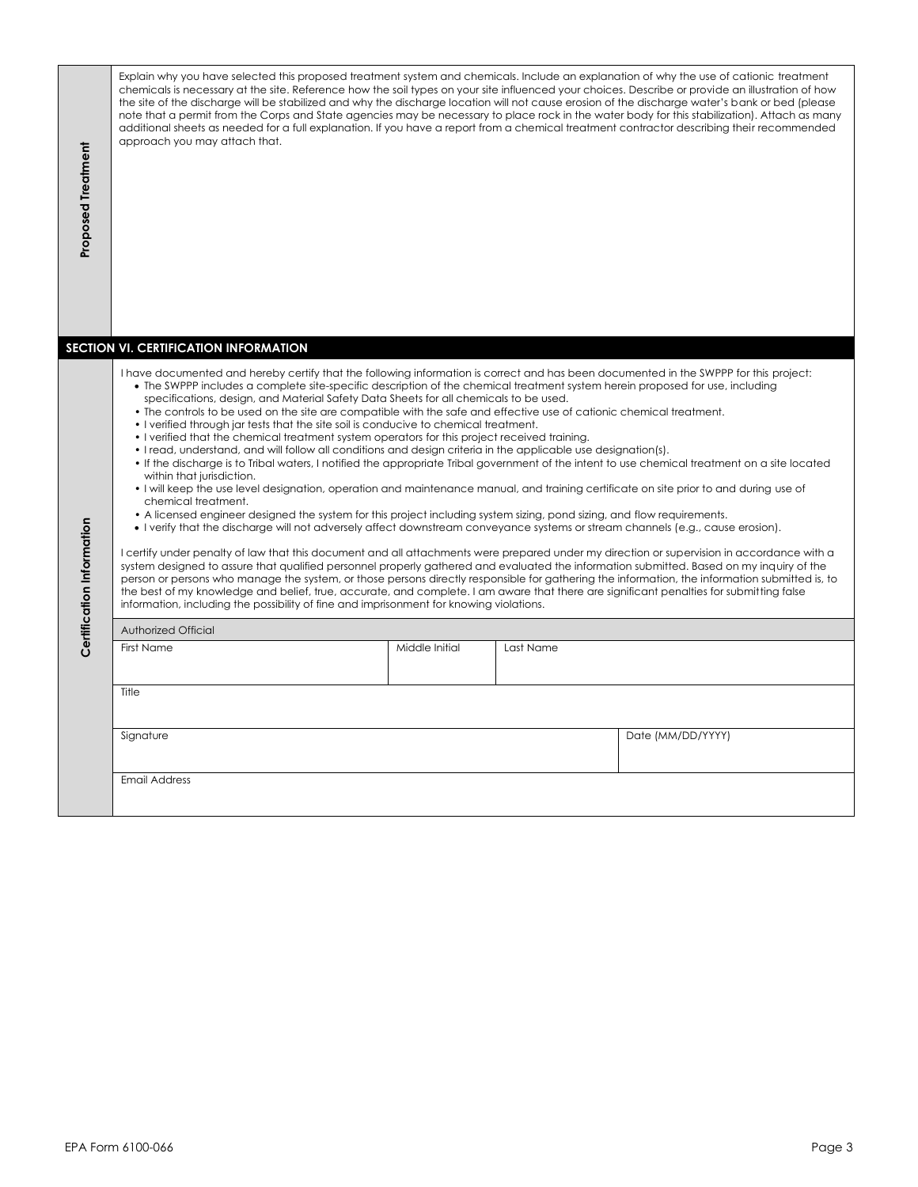**Proposed Treatment**

Explain why you have selected this proposed treatment system and chemicals. Include an explanation of why the use of cationic treatment chemicals is necessary at the site. Reference how the soil types on your site influenced your choices. Describe or provide an illustration of how the site of the discharge will be stabilized and why the discharge location will not cause erosion of the discharge water's bank or bed (please note that a permit from the Corps and State agencies may be necessary to place rock in the water body for this stabilization). Attach as many additional sheets as needed for a full explanation. If you have a report from a chemical treatment contractor describing their recommended approach you may attach that.

## SECTION VI. CERTIFICATION INFORMATION

**Certification Information**

I have documented and hereby certify that the following information is correct and has been documented in the SWPPP for this project:

- The SWPPP includes a complete site-specific description of the chemical treatment system herein proposed for use, including specifications, design, and Material Safety Data Sheets for all chemicals to be used.
- The controls to be used on the site are compatible with the safe and effective use of cationic chemical treatment.
- I verified through jar tests that the site soil is conducive to chemical treatment.
- I verified that the chemical treatment system operators for this project received training.
- I read, understand, and will follow all conditions and design criteria in the applicable use designation(s).
- If the discharge is to Tribal waters, I notified the appropriate Tribal government of the intent to use chemical treatment on a site located within that jurisdiction.
- I will keep the use level designation, operation and maintenance manual, and training certificate on site prior to and during use of chemical treatment.
- A licensed engineer designed the system for this project including system sizing, pond sizing, and flow requirements.
- I verify that the discharge will not adversely affect downstream conveyance systems or stream channels (e.g., cause erosion).

I certify under penalty of law that this document and all attachments were prepared under my direction or supervision in accordance with a system designed to assure that qualified personnel properly gathered and evaluated the information submitted. Based on my inquiry of the person or persons who manage the system, or those persons directly responsible for gathering the information, the information submitted is, to the best of my knowledge and belief, true, accurate, and complete. I am aware that there are significant penalties for submitting false information, including the possibility of fine and imprisonment for knowing violations.

| Authorized Official | | | |
|---|---|---|---|
| First Name | Middle Initial | Last Name | |
| Title | | | |
| Signature | | | Date (MM/DD/YYYY) |
| Email Address | | | |

EPA Form 6100-066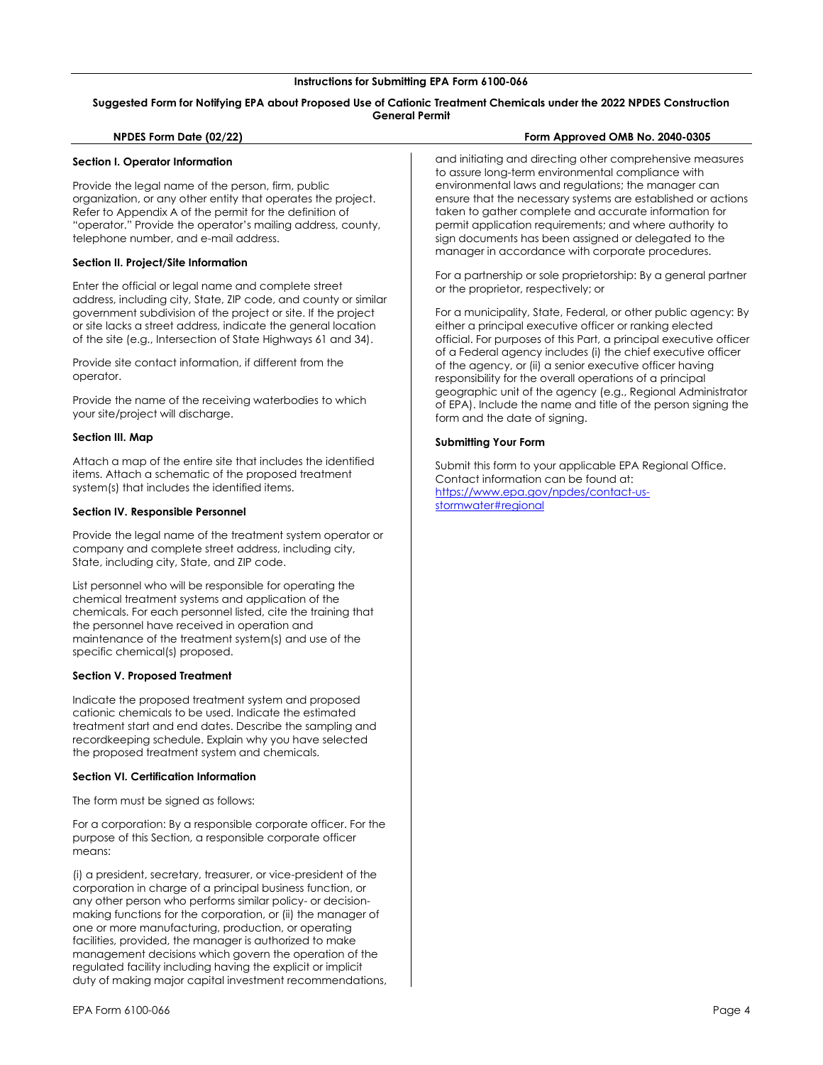## Instructions for Submitting EPA Form 6100-066

**Suggested Form for Notifying EPA about Proposed Use of Cationic Treatment Chemicals under the 2022 NPDES Construction General Permit**

**NPDES Form Date (02/22)** **Form Approved OMB No. 2040-0305**

### Section I. Operator Information

Provide the legal name of the person, firm, public organization, or any other entity that operates the project. Refer to Appendix A of the permit for the definition of "operator." Provide the operator's mailing address, county, telephone number, and e-mail address.

### Section II. Project/Site Information

Enter the official or legal name and complete street address, including city, State, ZIP code, and county or similar government subdivision of the project or site. If the project or site lacks a street address, indicate the general location of the site (e.g., Intersection of State Highways 61 and 34).

Provide site contact information, if different from the operator.

Provide the name of the receiving waterbodies to which your site/project will discharge.

### Section III. Map

Attach a map of the entire site that includes the identified items. Attach a schematic of the proposed treatment system(s) that includes the identified items.

### Section IV. Responsible Personnel

Provide the legal name of the treatment system operator or company and complete street address, including city, State, including city, State, and ZIP code.

List personnel who will be responsible for operating the chemical treatment systems and application of the chemicals. For each personnel listed, cite the training that the personnel have received in operation and maintenance of the treatment system(s) and use of the specific chemical(s) proposed.

### Section V. Proposed Treatment

Indicate the proposed treatment system and proposed cationic chemicals to be used. Indicate the estimated treatment start and end dates. Describe the sampling and recordkeeping schedule. Explain why you have selected the proposed treatment system and chemicals.

### Section VI. Certification Information

The form must be signed as follows:

For a corporation: By a responsible corporate officer. For the purpose of this Section, a responsible corporate officer means:

(i) a president, secretary, treasurer, or vice-president of the corporation in charge of a principal business function, or any other person who performs similar policy- or decision-making functions for the corporation, or (ii) the manager of one or more manufacturing, production, or operating facilities, provided, the manager is authorized to make management decisions which govern the operation of the regulated facility including having the explicit or implicit duty of making major capital investment recommendations, and initiating and directing other comprehensive measures to assure long-term environmental compliance with environmental laws and regulations; the manager can ensure that the necessary systems are established or actions taken to gather complete and accurate information for permit application requirements; and where authority to sign documents has been assigned or delegated to the manager in accordance with corporate procedures.

For a partnership or sole proprietorship: By a general partner or the proprietor, respectively; or

For a municipality, State, Federal, or other public agency: By either a principal executive officer or ranking elected official. For purposes of this Part, a principal executive officer of a Federal agency includes (i) the chief executive officer of the agency, or (ii) a senior executive officer having responsibility for the overall operations of a principal geographic unit of the agency (e.g., Regional Administrator of EPA). Include the name and title of the person signing the form and the date of signing.

### Submitting Your Form

Submit this form to your applicable EPA Regional Office. Contact information can be found at: [https://www.epa.gov/npdes/contact-us-stormwater#regional](https://www.epa.gov/npdes/contact-us-stormwater#regional)